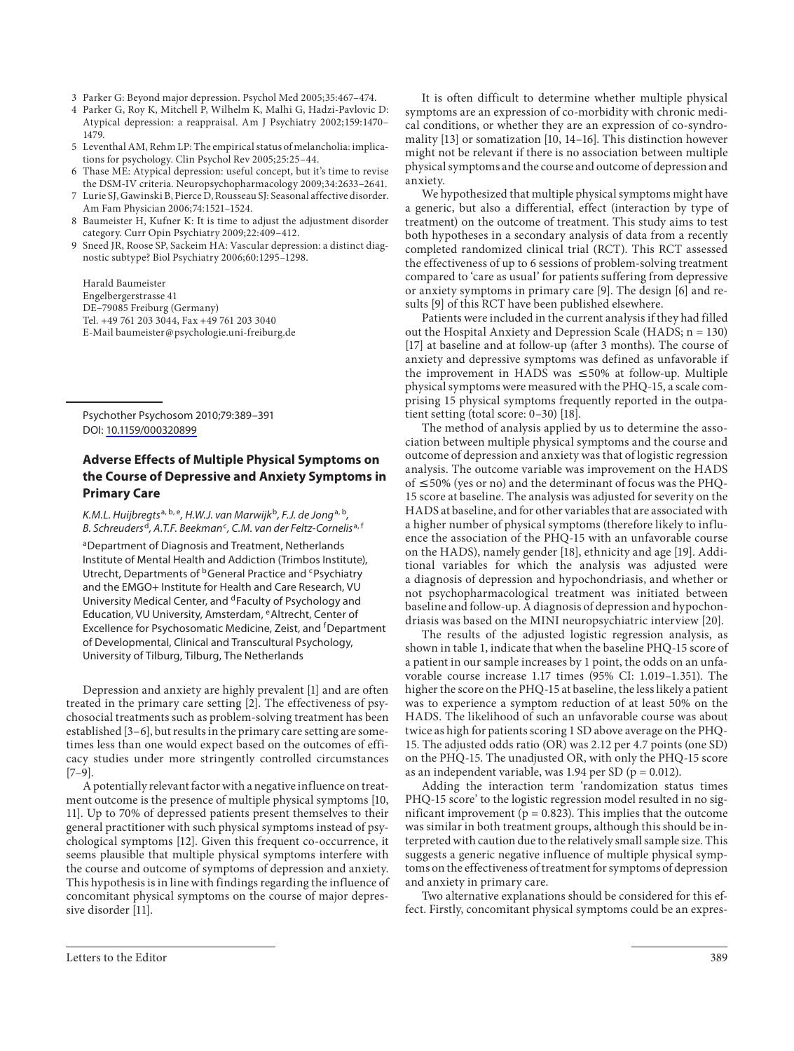3 Parker G: Beyond major depression. Psychol Med 2005;35:467–474.
4 Parker G, Roy K, Mitchell P, Wilhelm K, Malhi G, Hadzi-Pavlovic D: Atypical depression: a reappraisal. Am J Psychiatry 2002;159:1470–1479.
5 Leventhal AM, Rehm LP: The empirical status of melancholia: implications for psychology. Clin Psychol Rev 2005;25:25–44.
6 Thase ME: Atypical depression: useful concept, but it's time to revise the DSM-IV criteria. Neuropsychopharmacology 2009;34:2633–2641.
7 Lurie SJ, Gawinski B, Pierce D, Rousseau SJ: Seasonal affective disorder. Am Fam Physician 2006;74:1521–1524.
8 Baumeister H, Kufner K: It is time to adjust the adjustment disorder category. Curr Opin Psychiatry 2009;22:409–412.
9 Sneed JR, Roose SP, Sackeim HA: Vascular depression: a distinct diagnostic subtype? Biol Psychiatry 2006;60:1295–1298.

Harald Baumeister
Engelbergerstrasse 41
DE–79085 Freiburg (Germany)
Tel. +49 761 203 3044, Fax +49 761 203 3040
E-Mail baumeister@psychologie.uni-freiburg.de

Psychother Psychosom 2010;79:389–391
DOI: 10.1159/000320899

## Adverse Effects of Multiple Physical Symptoms on the Course of Depressive and Anxiety Symptoms in Primary Care

*K.M.L. Huijbregts[a, b, e], H.W.J. van Marwijk[b], F.J. de Jong[a, b], B. Schreuders[d], A.T.F. Beekman[c], C.M. van der Feltz-Cornelis[a, f]*

[a]Department of Diagnosis and Treatment, Netherlands Institute of Mental Health and Addiction (Trimbos Institute), Utrecht, Departments of [b]General Practice and [c]Psychiatry and the EMGO+ Institute for Health and Care Research, VU University Medical Center, and [d]Faculty of Psychology and Education, VU University, Amsterdam, [e]Altrecht, Center of Excellence for Psychosomatic Medicine, Zeist, and [f]Department of Developmental, Clinical and Transcultural Psychology, University of Tilburg, Tilburg, The Netherlands

Depression and anxiety are highly prevalent [1] and are often treated in the primary care setting [2]. The effectiveness of psychosocial treatments such as problem-solving treatment has been established [3–6], but results in the primary care setting are sometimes less than one would expect based on the outcomes of efficacy studies under more stringently controlled circumstances [7–9].

A potentially relevant factor with a negative influence on treatment outcome is the presence of multiple physical symptoms [10, 11]. Up to 70% of depressed patients present themselves to their general practitioner with such physical symptoms instead of psychological symptoms [12]. Given this frequent co-occurrence, it seems plausible that multiple physical symptoms interfere with the course and outcome of symptoms of depression and anxiety. This hypothesis is in line with findings regarding the influence of concomitant physical symptoms on the course of major depressive disorder [11].

It is often difficult to determine whether multiple physical symptoms are an expression of co-morbidity with chronic medical conditions, or whether they are an expression of co-syndromality [13] or somatization [10, 14–16]. This distinction however might not be relevant if there is no association between multiple physical symptoms and the course and outcome of depression and anxiety.

We hypothesized that multiple physical symptoms might have a generic, but also a differential, effect (interaction by type of treatment) on the outcome of treatment. This study aims to test both hypotheses in a secondary analysis of data from a recently completed randomized clinical trial (RCT). This RCT assessed the effectiveness of up to 6 sessions of problem-solving treatment compared to 'care as usual' for patients suffering from depressive or anxiety symptoms in primary care [9]. The design [6] and results [9] of this RCT have been published elsewhere.

Patients were included in the current analysis if they had filled out the Hospital Anxiety and Depression Scale (HADS; n = 130) [17] at baseline and at follow-up (after 3 months). The course of anxiety and depressive symptoms was defined as unfavorable if the improvement in HADS was ≤50% at follow-up. Multiple physical symptoms were measured with the PHQ-15, a scale comprising 15 physical symptoms frequently reported in the outpatient setting (total score: 0–30) [18].

The method of analysis applied by us to determine the association between multiple physical symptoms and the course and outcome of depression and anxiety was that of logistic regression analysis. The outcome variable was improvement on the HADS of ≤50% (yes or no) and the determinant of focus was the PHQ-15 score at baseline. The analysis was adjusted for severity on the HADS at baseline, and for other variables that are associated with a higher number of physical symptoms (therefore likely to influence the association of the PHQ-15 with an unfavorable course on the HADS), namely gender [18], ethnicity and age [19]. Additional variables for which the analysis was adjusted were a diagnosis of depression and hypochondriasis, and whether or not psychopharmacological treatment was initiated between baseline and follow-up. A diagnosis of depression and hypochondriasis was based on the MINI neuropsychiatric interview [20].

The results of the adjusted logistic regression analysis, as shown in table 1, indicate that when the baseline PHQ-15 score of a patient in our sample increases by 1 point, the odds on an unfavorable course increase 1.17 times (95% CI: 1.019–1.351). The higher the score on the PHQ-15 at baseline, the less likely a patient was to experience a symptom reduction of at least 50% on the HADS. The likelihood of such an unfavorable course was about twice as high for patients scoring 1 SD above average on the PHQ-15. The adjusted odds ratio (OR) was 2.12 per 4.7 points (one SD) on the PHQ-15. The unadjusted OR, with only the PHQ-15 score as an independent variable, was 1.94 per SD ($p = 0.012$).

Adding the interaction term 'randomization status times PHQ-15 score' to the logistic regression model resulted in no significant improvement ($p = 0.823$). This implies that the outcome was similar in both treatment groups, although this should be interpreted with caution due to the relatively small sample size. This suggests a generic negative influence of multiple physical symptoms on the effectiveness of treatment for symptoms of depression and anxiety in primary care.

Two alternative explanations should be considered for this effect. Firstly, concomitant physical symptoms could be an expres-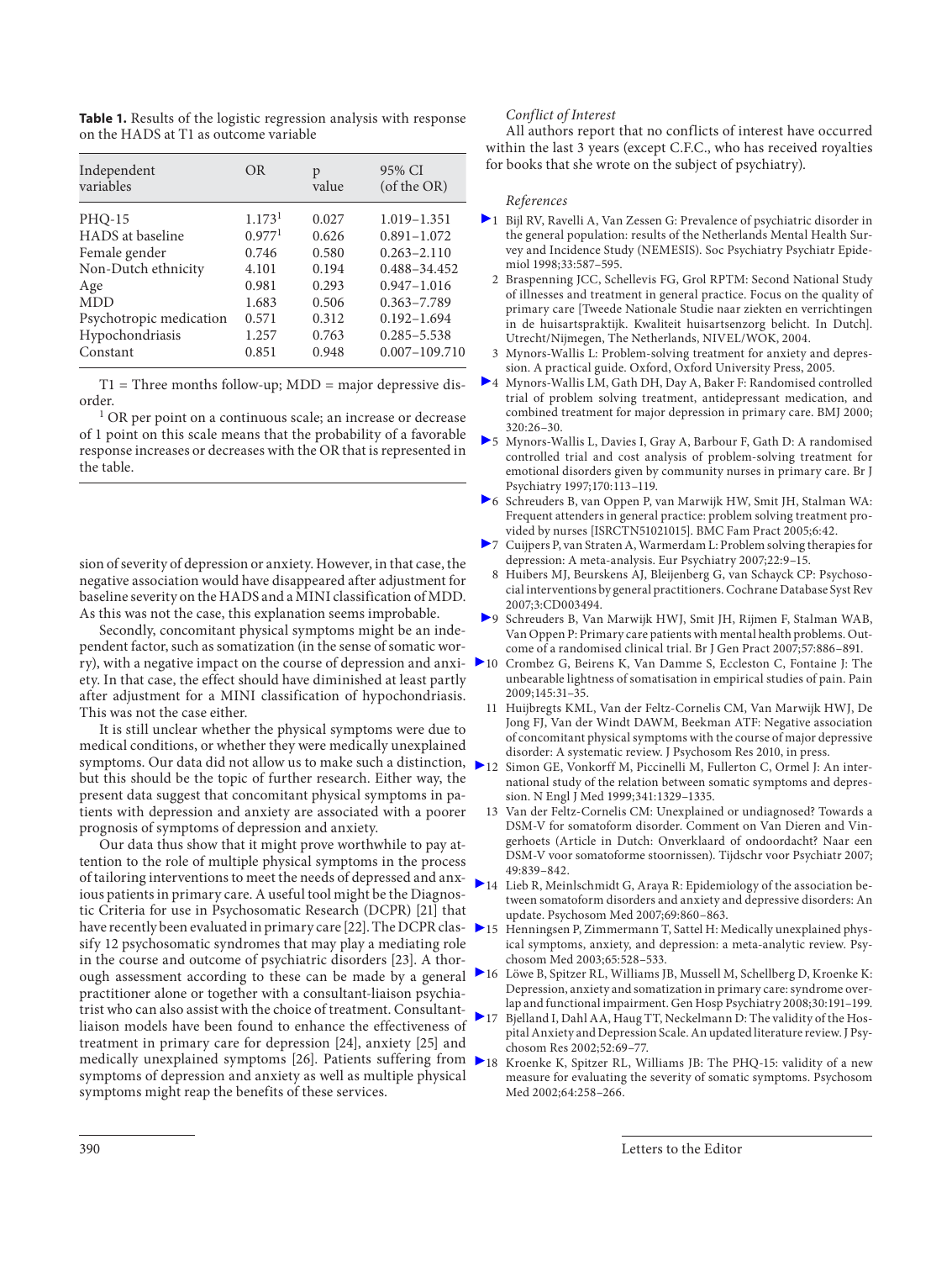**Table 1.** Results of the logistic regression analysis with response on the HADS at T1 as outcome variable

| Independent variables | OR | p value | 95% CI (of the OR) |
|---|---|---|---|
| PHQ-15 | 1.173[1] | 0.027 | 1.019–1.351 |
| HADS at baseline | 0.977[1] | 0.626 | 0.891–1.072 |
| Female gender | 0.746 | 0.580 | 0.263–2.110 |
| Non-Dutch ethnicity | 4.101 | 0.194 | 0.488–34.452 |
| Age | 0.981 | 0.293 | 0.947–1.016 |
| MDD | 1.683 | 0.506 | 0.363–7.789 |
| Psychotropic medication | 0.571 | 0.312 | 0.192–1.694 |
| Hypochondriasis | 1.257 | 0.763 | 0.285–5.538 |
| Constant | 0.851 | 0.948 | 0.007–109.710 |

T1 = Three months follow-up; MDD = major depressive disorder.

[1] OR per point on a continuous scale; an increase or decrease of 1 point on this scale means that the probability of a favorable response increases or decreases with the OR that is represented in the table.

sion of severity of depression or anxiety. However, in that case, the negative association would have disappeared after adjustment for baseline severity on the HADS and a MINI classification of MDD. As this was not the case, this explanation seems improbable.

Secondly, concomitant physical symptoms might be an independent factor, such as somatization (in the sense of somatic worry), with a negative impact on the course of depression and anxiety. In that case, the effect should have diminished at least partly after adjustment for a MINI classification of hypochondriasis. This was not the case either.

It is still unclear whether the physical symptoms were due to medical conditions, or whether they were medically unexplained symptoms. Our data did not allow us to make such a distinction, but this should be the topic of further research. Either way, the present data suggest that concomitant physical symptoms in patients with depression and anxiety are associated with a poorer prognosis of symptoms of depression and anxiety.

Our data thus show that it might prove worthwhile to pay attention to the role of multiple physical symptoms in the process of tailoring interventions to meet the needs of depressed and anxious patients in primary care. A useful tool might be the Diagnostic Criteria for use in Psychosomatic Research (DCPR) [21] that have recently been evaluated in primary care [22]. The DCPR classify 12 psychosomatic syndromes that may play a mediating role in the course and outcome of psychiatric disorders [23]. A thorough assessment according to these can be made by a general practitioner alone or together with a consultant-liaison psychiatrist who can also assist with the choice of treatment. Consultant-liaison models have been found to enhance the effectiveness of treatment in primary care for depression [24], anxiety [25] and medically unexplained symptoms [26]. Patients suffering from symptoms of depression and anxiety as well as multiple physical symptoms might reap the benefits of these services.

*Conflict of Interest*

All authors report that no conflicts of interest have occurred within the last 3 years (except C.F.C., who has received royalties for books that she wrote on the subject of psychiatry).

*References*

1. Bijl RV, Ravelli A, Van Zessen G: Prevalence of psychiatric disorder in the general population: results of the Netherlands Mental Health Survey and Incidence Study (NEMESIS). Soc Psychiatry Psychiatr Epidemiol 1998;33:587–595.
2. Braspenning JCC, Schellevis FG, Grol RPTM: Second National Study of illnesses and treatment in general practice. Focus on the quality of primary care [Tweede Nationale Studie naar ziekten en verrichtingen in de huisartspraktijk. Kwaliteit huisartsenzorg belicht. In Dutch]. Utrecht/Nijmegen, The Netherlands, NIVEL/WOK, 2004.
3. Mynors-Wallis L: Problem-solving treatment for anxiety and depression. A practical guide. Oxford, Oxford University Press, 2005.
4. Mynors-Wallis LM, Gath DH, Day A, Baker F: Randomised controlled trial of problem solving treatment, antidepressant medication, and combined treatment for major depression in primary care. BMJ 2000; 320:26–30.
5. Mynors-Wallis L, Davies I, Gray A, Barbour F, Gath D: A randomised controlled trial and cost analysis of problem-solving treatment for emotional disorders given by community nurses in primary care. Br J Psychiatry 1997;170:113–119.
6. Schreuders B, van Oppen P, van Marwijk HW, Smit JH, Stalman WA: Frequent attenders in general practice: problem solving treatment provided by nurses [ISRCTN51021015]. BMC Fam Pract 2005;6:42.
7. Cuijpers P, van Straten A, Warmerdam L: Problem solving therapies for depression: A meta-analysis. Eur Psychiatry 2007;22:9–15.
8. Huibers MJ, Beurskens AJ, Bleijenberg G, van Schayck CP: Psychosocial interventions by general practitioners. Cochrane Database Syst Rev 2007;3:CD003494.
9. Schreuders B, Van Marwijk HWJ, Smit JH, Rijmen F, Stalman WAB, Van Oppen P: Primary care patients with mental health problems. Outcome of a randomised clinical trial. Br J Gen Pract 2007;57:886–891.
10. Crombez G, Beirens K, Van Damme S, Eccleston C, Fontaine J: The unbearable lightness of somatisation in empirical studies of pain. Pain 2009;145:31–35.
11. Huijbregts KML, Van der Feltz-Cornelis CM, Van Marwijk HWJ, De Jong FJ, Van der Windt DAWM, Beekman ATF: Negative association of concomitant physical symptoms with the course of major depressive disorder: A systematic review. J Psychosom Res 2010, in press.
12. Simon GE, Vonkorff M, Piccinelli M, Fullerton C, Ormel J: An international study of the relation between somatic symptoms and depression. N Engl J Med 1999;341:1329–1335.
13. Van der Feltz-Cornelis CM: Unexplained or undiagnosed? Towards a DSM-V for somatoform disorder. Comment on Van Dieren and Vingerhoets (Article in Dutch: Onverklaard of ondoordacht? Naar een DSM-V voor somatoforme stoornissen). Tijdschr voor Psychiatr 2007; 49:839–842.
14. Lieb R, Meinlschmidt G, Araya R: Epidemiology of the association between somatoform disorders and anxiety and depressive disorders: An update. Psychosom Med 2007;69:860–863.
15. Henningsen P, Zimmermann T, Sattel H: Medically unexplained physical symptoms, anxiety, and depression: a meta-analytic review. Psychosom Med 2003;65:528–533.
16. Löwe B, Spitzer RL, Williams JB, Mussell M, Schellberg D, Kroenke K: Depression, anxiety and somatization in primary care: syndrome overlap and functional impairment. Gen Hosp Psychiatry 2008;30:191–199.
17. Bjelland I, Dahl AA, Haug TT, Neckelmann D: The validity of the Hospital Anxiety and Depression Scale. An updated literature review. J Psychosom Res 2002;52:69–77.
18. Kroenke K, Spitzer RL, Williams JB: The PHQ-15: validity of a new measure for evaluating the severity of somatic symptoms. Psychosom Med 2002;64:258–266.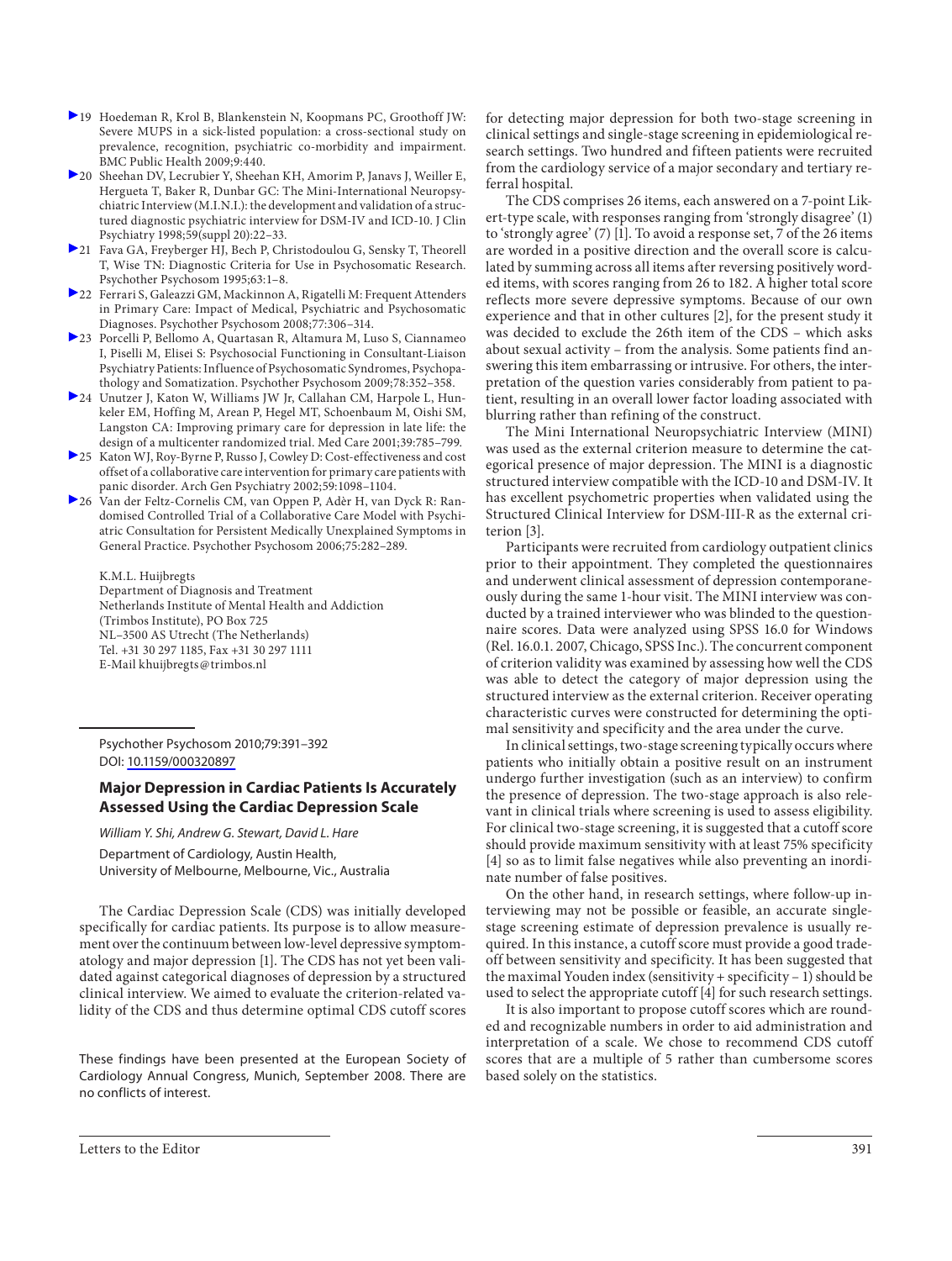19 Hoedeman R, Krol B, Blankenstein N, Koopmans PC, Groothoff JW: Severe MUPS in a sick-listed population: a cross-sectional study on prevalence, recognition, psychiatric co-morbidity and impairment. BMC Public Health 2009;9:440.

20 Sheehan DV, Lecrubier Y, Sheehan KH, Amorim P, Janavs J, Weiller E, Hergueta T, Baker R, Dunbar GC: The Mini-International Neuropsychiatric Interview (M.I.N.I.): the development and validation of a structured diagnostic psychiatric interview for DSM-IV and ICD-10. J Clin Psychiatry 1998;59(suppl 20):22–33.

21 Fava GA, Freyberger HJ, Bech P, Christodoulou G, Sensky T, Theorell T, Wise TN: Diagnostic Criteria for Use in Psychosomatic Research. Psychother Psychosom 1995;63:1–8.

22 Ferrari S, Galeazzi GM, Mackinnon A, Rigatelli M: Frequent Attenders in Primary Care: Impact of Medical, Psychiatric and Psychosomatic Diagnoses. Psychother Psychosom 2008;77:306–314.

23 Porcelli P, Bellomo A, Quartasan R, Altamura M, Luso S, Ciannameo I, Piselli M, Elisei S: Psychosocial Functioning in Consultant-Liaison Psychiatry Patients: Influence of Psychosomatic Syndromes, Psychopathology and Somatization. Psychother Psychosom 2009;78:352–358.

24 Unutzer J, Katon W, Williams JW Jr, Callahan CM, Harpole L, Hunkeler EM, Hoffing M, Arean P, Hegel MT, Schoenbaum M, Oishi SM, Langston CA: Improving primary care for depression in late life: the design of a multicenter randomized trial. Med Care 2001;39:785–799.

25 Katon WJ, Roy-Byrne P, Russo J, Cowley D: Cost-effectiveness and cost offset of a collaborative care intervention for primary care patients with panic disorder. Arch Gen Psychiatry 2002;59:1098–1104.

26 Van der Feltz-Cornelis CM, van Oppen P, Adèr H, van Dyck R: Randomised Controlled Trial of a Collaborative Care Model with Psychiatric Consultation for Persistent Medically Unexplained Symptoms in General Practice. Psychother Psychosom 2006;75:282–289.

K.M.L. Huijbregts
Department of Diagnosis and Treatment
Netherlands Institute of Mental Health and Addiction
(Trimbos Institute), PO Box 725
NL–3500 AS Utrecht (The Netherlands)
Tel. +31 30 297 1185, Fax +31 30 297 1111
E-Mail khuijbregts@trimbos.nl

Psychother Psychosom 2010;79:391–392
DOI: 10.1159/000320897

## Major Depression in Cardiac Patients Is Accurately Assessed Using the Cardiac Depression Scale

*William Y. Shi, Andrew G. Stewart, David L. Hare*

Department of Cardiology, Austin Health, University of Melbourne, Melbourne, Vic., Australia

The Cardiac Depression Scale (CDS) was initially developed specifically for cardiac patients. Its purpose is to allow measurement over the continuum between low-level depressive symptomatology and major depression [1]. The CDS has not yet been validated against categorical diagnoses of depression by a structured clinical interview. We aimed to evaluate the criterion-related validity of the CDS and thus determine optimal CDS cutoff scores for detecting major depression for both two-stage screening in clinical settings and single-stage screening in epidemiological research settings. Two hundred and fifteen patients were recruited from the cardiology service of a major secondary and tertiary referral hospital.

These findings have been presented at the European Society of Cardiology Annual Congress, Munich, September 2008. There are no conflicts of interest.

The CDS comprises 26 items, each answered on a 7-point Likert-type scale, with responses ranging from 'strongly disagree' (1) to 'strongly agree' (7) [1]. To avoid a response set, 7 of the 26 items are worded in a positive direction and the overall score is calculated by summing across all items after reversing positively worded items, with scores ranging from 26 to 182. A higher total score reflects more severe depressive symptoms. Because of our own experience and that in other cultures [2], for the present study it was decided to exclude the 26th item of the CDS – which asks about sexual activity – from the analysis. Some patients find answering this item embarrassing or intrusive. For others, the interpretation of the question varies considerably from patient to patient, resulting in an overall lower factor loading associated with blurring rather than refining of the construct.

The Mini International Neuropsychiatric Interview (MINI) was used as the external criterion measure to determine the categorical presence of major depression. The MINI is a diagnostic structured interview compatible with the ICD-10 and DSM-IV. It has excellent psychometric properties when validated using the Structured Clinical Interview for DSM-III-R as the external criterion [3].

Participants were recruited from cardiology outpatient clinics prior to their appointment. They completed the questionnaires and underwent clinical assessment of depression contemporaneously during the same 1-hour visit. The MINI interview was conducted by a trained interviewer who was blinded to the questionnaire scores. Data were analyzed using SPSS 16.0 for Windows (Rel. 16.0.1. 2007, Chicago, SPSS Inc.). The concurrent component of criterion validity was examined by assessing how well the CDS was able to detect the category of major depression using the structured interview as the external criterion. Receiver operating characteristic curves were constructed for determining the optimal sensitivity and specificity and the area under the curve.

In clinical settings, two-stage screening typically occurs where patients who initially obtain a positive result on an instrument undergo further investigation (such as an interview) to confirm the presence of depression. The two-stage approach is also relevant in clinical trials where screening is used to assess eligibility. For clinical two-stage screening, it is suggested that a cutoff score should provide maximum sensitivity with at least 75% specificity [4] so as to limit false negatives while also preventing an inordinate number of false positives.

On the other hand, in research settings, where follow-up interviewing may not be possible or feasible, an accurate single-stage screening estimate of depression prevalence is usually required. In this instance, a cutoff score must provide a good tradeoff between sensitivity and specificity. It has been suggested that the maximal Youden index (sensitivity + specificity – 1) should be used to select the appropriate cutoff [4] for such research settings.

It is also important to propose cutoff scores which are rounded and recognizable numbers in order to aid administration and interpretation of a scale. We chose to recommend CDS cutoff scores that are a multiple of 5 rather than cumbersome scores based solely on the statistics.